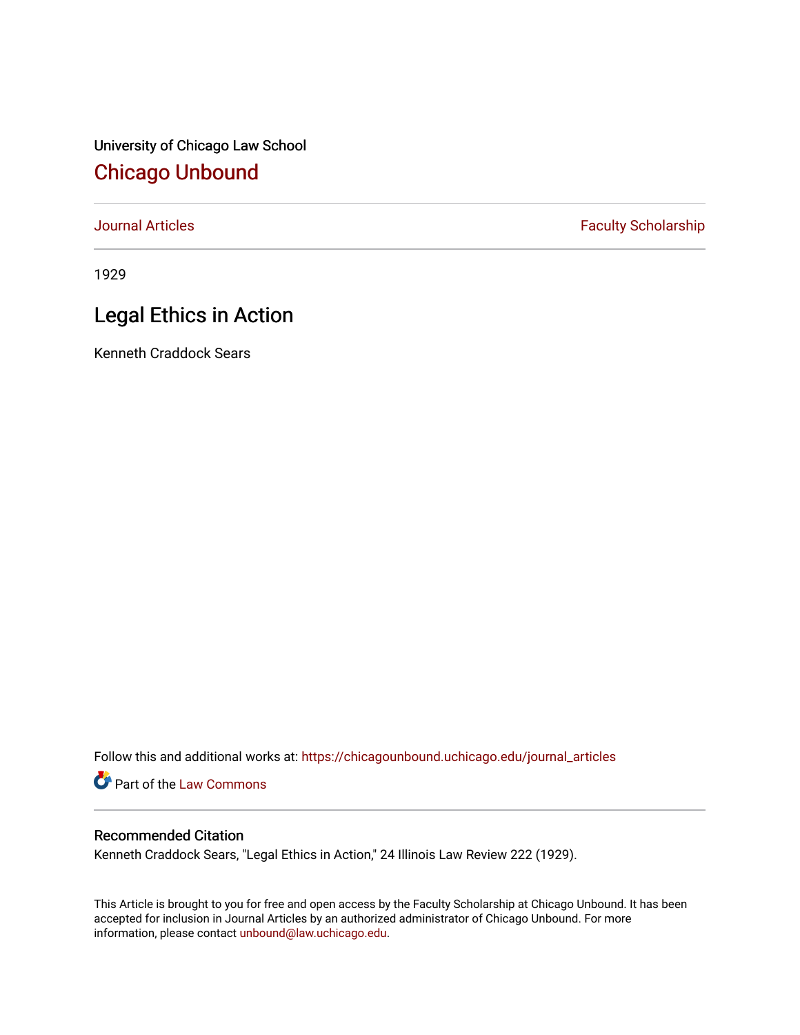University of Chicago Law School

## Chicago Unbound

Journal Articles | Faculty Scholarship

1929

# Legal Ethics in Action

Kenneth Craddock Sears

Follow this and additional works at: https://chicagounbound.uchicago.edu/journal_articles

Part of the Law Commons

### Recommended Citation

Kenneth Craddock Sears, "Legal Ethics in Action," 24 Illinois Law Review 222 (1929).

This Article is brought to you for free and open access by the Faculty Scholarship at Chicago Unbound. It has been accepted for inclusion in Journal Articles by an authorized administrator of Chicago Unbound. For more information, please contact unbound@law.uchicago.edu.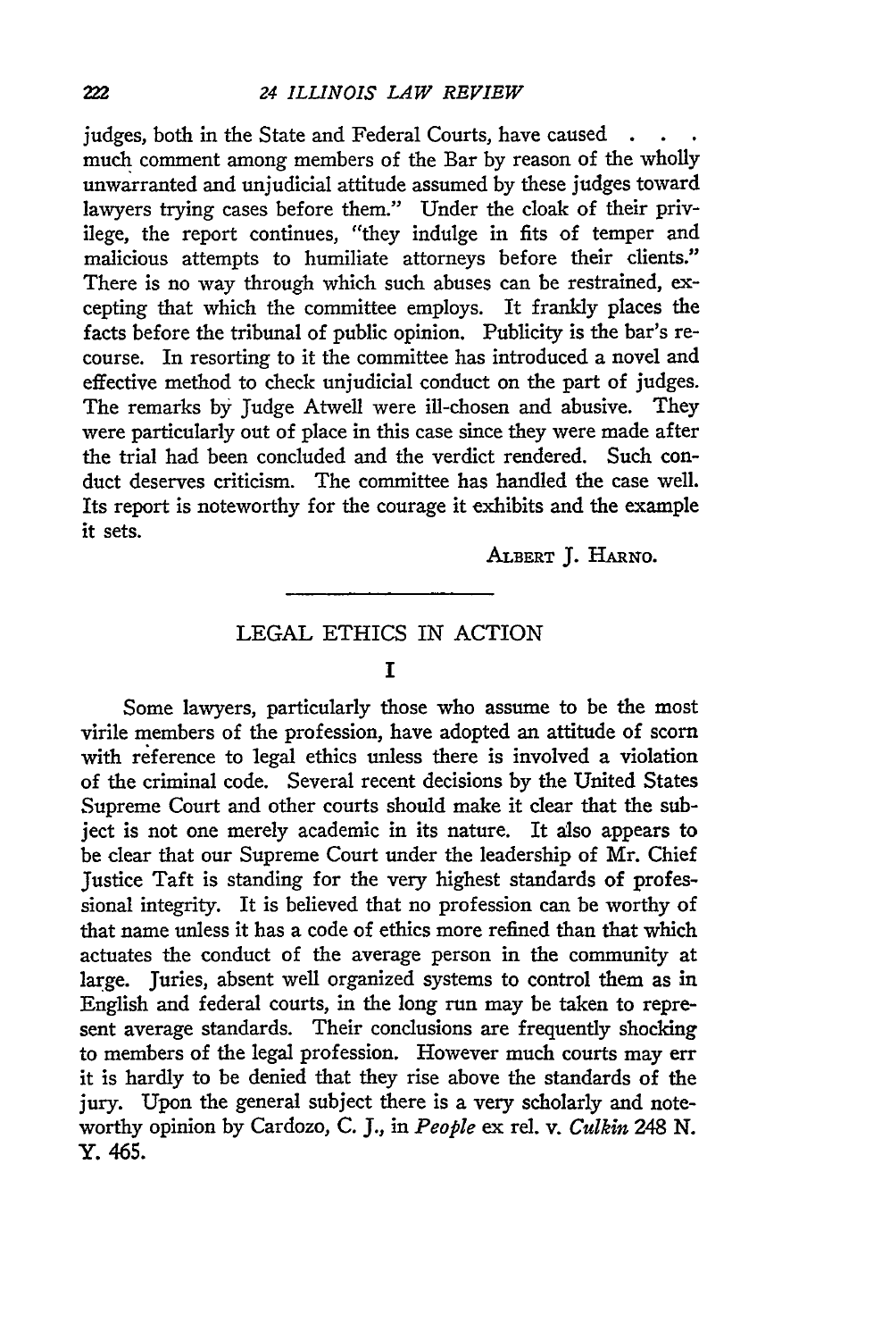judges, both in the State and Federal Courts, have caused . . . much comment among members of the Bar by reason of the wholly unwarranted and unjudicial attitude assumed by these judges toward lawyers trying cases before them." Under the cloak of their privilege, the report continues, "they indulge in fits of temper and malicious attempts to humiliate attorneys before their clients." There is no way through which such abuses can be restrained, excepting that which the committee employs. It frankly places the facts before the tribunal of public opinion. Publicity is the bar's recourse. In resorting to it the committee has introduced a novel and effective method to check unjudicial conduct on the part of judges. The remarks by Judge Atwell were ill-chosen and abusive. They were particularly out of place in this case since they were made after the trial had been concluded and the verdict rendered. Such conduct deserves criticism. The committee has handled the case well. Its report is noteworthy for the courage it exhibits and the example it sets.

ALBERT J. HARNO.

---

## LEGAL ETHICS IN ACTION

### I

Some lawyers, particularly those who assume to be the most virile members of the profession, have adopted an attitude of scorn with reference to legal ethics unless there is involved a violation of the criminal code. Several recent decisions by the United States Supreme Court and other courts should make it clear that the subject is not one merely academic in its nature. It also appears to be clear that our Supreme Court under the leadership of Mr. Chief Justice Taft is standing for the very highest standards of professional integrity. It is believed that no profession can be worthy of that name unless it has a code of ethics more refined than that which actuates the conduct of the average person in the community at large. Juries, absent well organized systems to control them as in English and federal courts, in the long run may be taken to represent average standards. Their conclusions are frequently shocking to members of the legal profession. However much courts may err it is hardly to be denied that they rise above the standards of the jury. Upon the general subject there is a very scholarly and noteworthy opinion by Cardozo, C. J., in *People* ex rel. v. *Culkin* 248 N. Y. 465.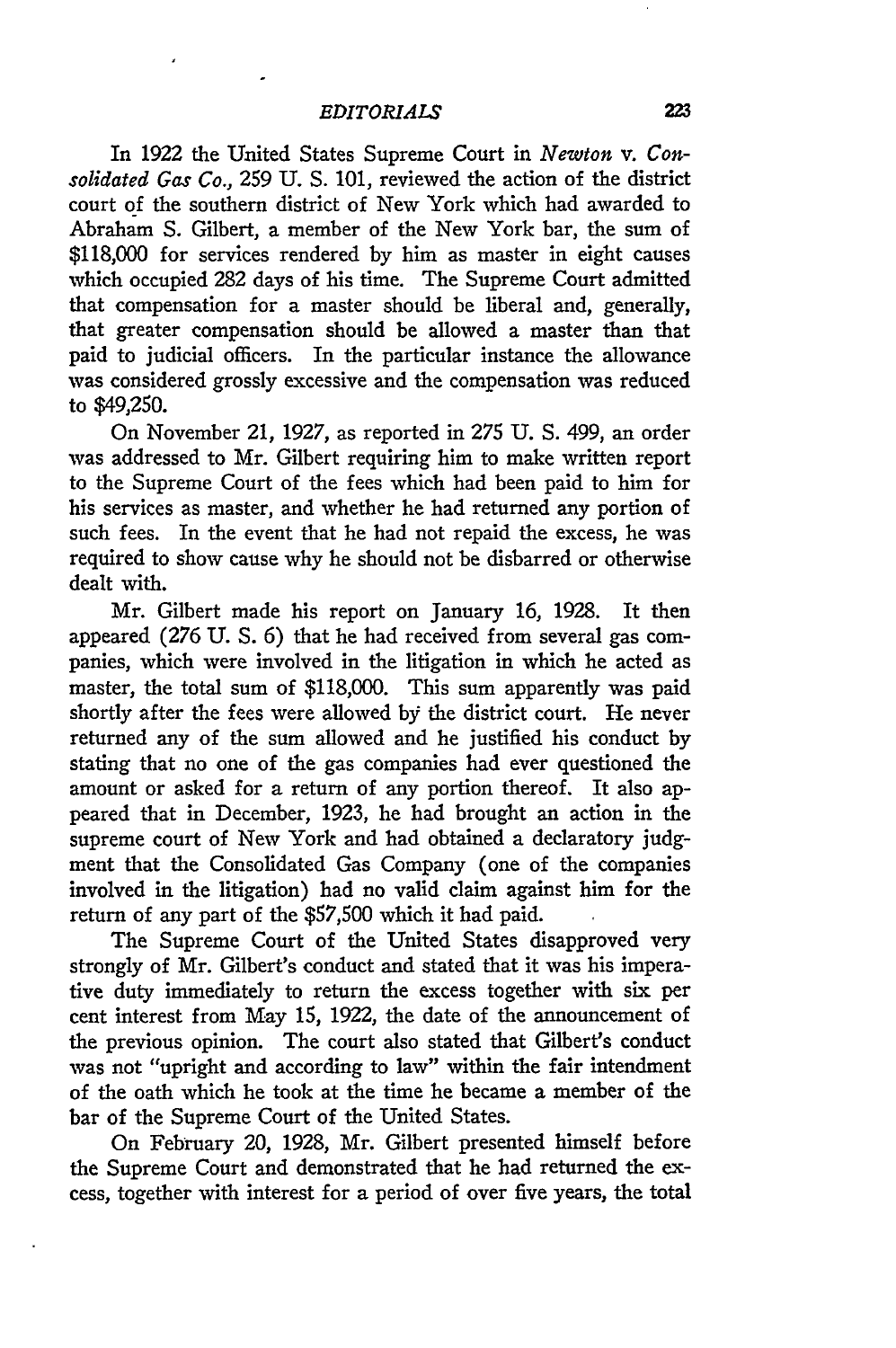In 1922 the United States Supreme Court in *Newton* v. *Consolidated Gas Co.*, 259 U. S. 101, reviewed the action of the district court of the southern district of New York which had awarded to Abraham S. Gilbert, a member of the New York bar, the sum of $118,000 for services rendered by him as master in eight causes which occupied 282 days of his time. The Supreme Court admitted that compensation for a master should be liberal and, generally, that greater compensation should be allowed a master than that paid to judicial officers. In the particular instance the allowance was considered grossly excessive and the compensation was reduced to $49,250.

On November 21, 1927, as reported in 275 U. S. 499, an order was addressed to Mr. Gilbert requiring him to make written report to the Supreme Court of the fees which had been paid to him for his services as master, and whether he had returned any portion of such fees. In the event that he had not repaid the excess, he was required to show cause why he should not be disbarred or otherwise dealt with.

Mr. Gilbert made his report on January 16, 1928. It then appeared (276 U. S. 6) that he had received from several gas companies, which were involved in the litigation in which he acted as master, the total sum of $118,000. This sum apparently was paid shortly after the fees were allowed by the district court. He never returned any of the sum allowed and he justified his conduct by stating that no one of the gas companies had ever questioned the amount or asked for a return of any portion thereof. It also appeared that in December, 1923, he had brought an action in the supreme court of New York and had obtained a declaratory judgment that the Consolidated Gas Company (one of the companies involved in the litigation) had no valid claim against him for the return of any part of the $57,500 which it had paid.

The Supreme Court of the United States disapproved very strongly of Mr. Gilbert's conduct and stated that it was his imperative duty immediately to return the excess together with six per cent interest from May 15, 1922, the date of the announcement of the previous opinion. The court also stated that Gilbert's conduct was not "upright and according to law" within the fair intendment of the oath which he took at the time he became a member of the bar of the Supreme Court of the United States.

On February 20, 1928, Mr. Gilbert presented himself before the Supreme Court and demonstrated that he had returned the excess, together with interest for a period of over five years, the total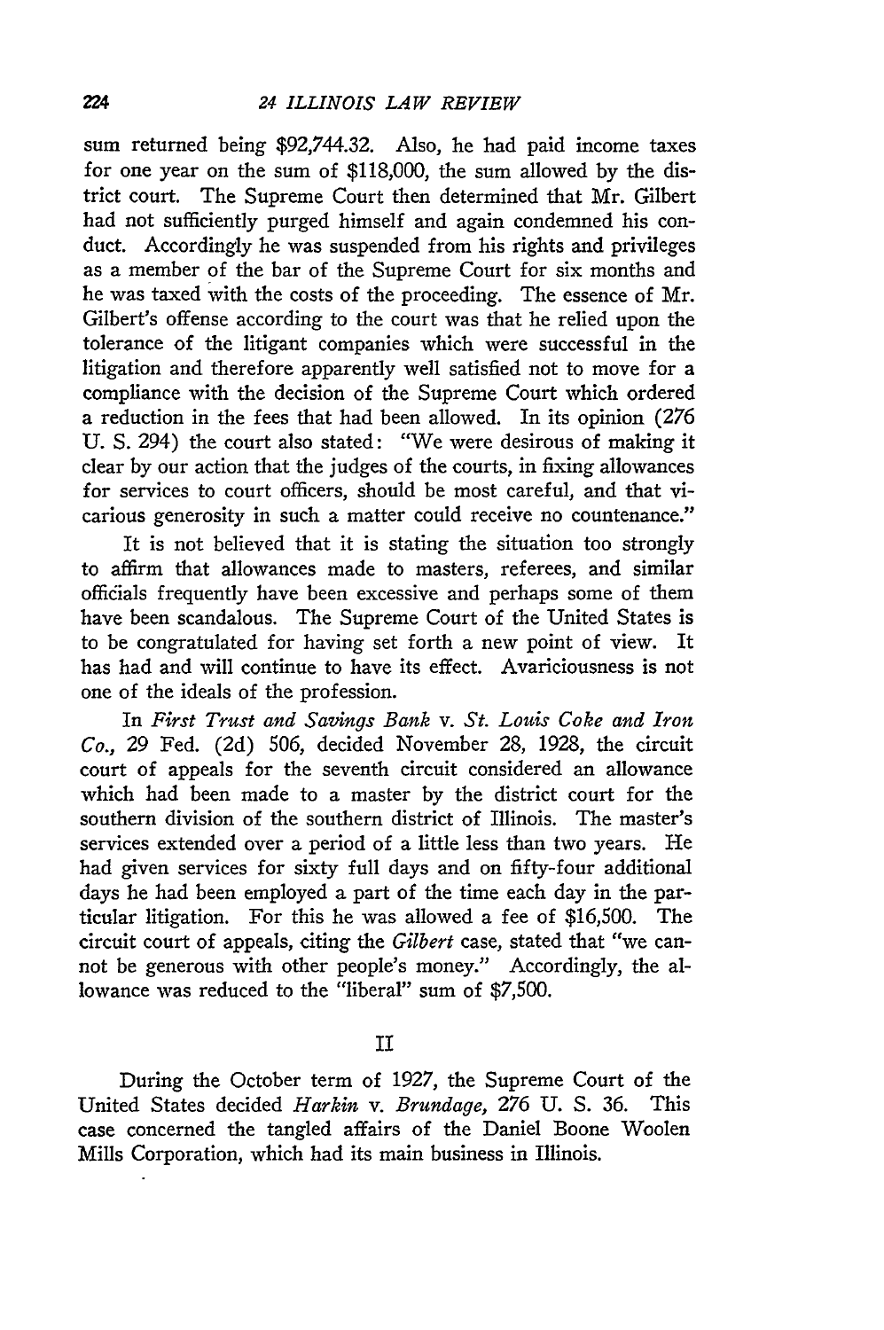sum returned being $92,744.32. Also, he had paid income taxes for one year on the sum of $118,000, the sum allowed by the district court. The Supreme Court then determined that Mr. Gilbert had not sufficiently purged himself and again condemned his conduct. Accordingly he was suspended from his rights and privileges as a member of the bar of the Supreme Court for six months and he was taxed with the costs of the proceeding. The essence of Mr. Gilbert's offense according to the court was that he relied upon the tolerance of the litigant companies which were successful in the litigation and therefore apparently well satisfied not to move for a compliance with the decision of the Supreme Court which ordered a reduction in the fees that had been allowed. In its opinion (276 U. S. 294) the court also stated: "We were desirous of making it clear by our action that the judges of the courts, in fixing allowances for services to court officers, should be most careful, and that vicarious generosity in such a matter could receive no countenance."

It is not believed that it is stating the situation too strongly to affirm that allowances made to masters, referees, and similar officials frequently have been excessive and perhaps some of them have been scandalous. The Supreme Court of the United States is to be congratulated for having set forth a new point of view. It has had and will continue to have its effect. Avariciousness is not one of the ideals of the profession.

In *First Trust and Savings Bank* v. *St. Louis Coke and Iron Co.*, 29 Fed. (2d) 506, decided November 28, 1928, the circuit court of appeals for the seventh circuit considered an allowance which had been made to a master by the district court for the southern division of the southern district of Illinois. The master's services extended over a period of a little less than two years. He had given services for sixty full days and on fifty-four additional days he had been employed a part of the time each day in the particular litigation. For this he was allowed a fee of $16,500. The circuit court of appeals, citing the *Gilbert* case, stated that "we cannot be generous with other people's money." Accordingly, the allowance was reduced to the "liberal" sum of $7,500.

## II

During the October term of 1927, the Supreme Court of the United States decided *Harkin* v. *Brundage*, 276 U. S. 36. This case concerned the tangled affairs of the Daniel Boone Woolen Mills Corporation, which had its main business in Illinois.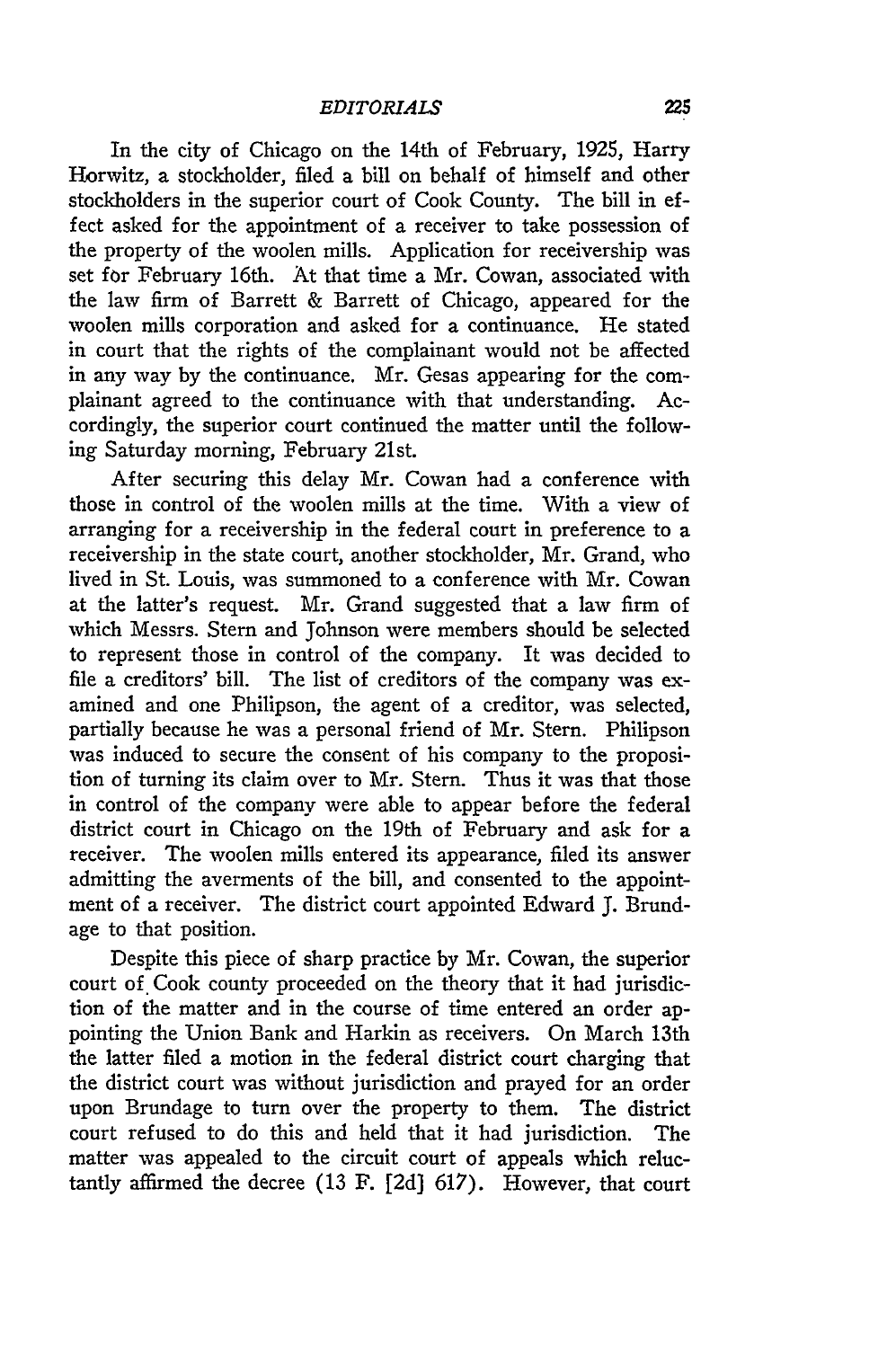In the city of Chicago on the 14th of February, 1925, Harry Horwitz, a stockholder, filed a bill on behalf of himself and other stockholders in the superior court of Cook County. The bill in effect asked for the appointment of a receiver to take possession of the property of the woolen mills. Application for receivership was set for February 16th. At that time a Mr. Cowan, associated with the law firm of Barrett & Barrett of Chicago, appeared for the woolen mills corporation and asked for a continuance. He stated in court that the rights of the complainant would not be affected in any way by the continuance. Mr. Gesas appearing for the complainant agreed to the continuance with that understanding. Accordingly, the superior court continued the matter until the following Saturday morning, February 21st.

After securing this delay Mr. Cowan had a conference with those in control of the woolen mills at the time. With a view of arranging for a receivership in the federal court in preference to a receivership in the state court, another stockholder, Mr. Grand, who lived in St. Louis, was summoned to a conference with Mr. Cowan at the latter's request. Mr. Grand suggested that a law firm of which Messrs. Stern and Johnson were members should be selected to represent those in control of the company. It was decided to file a creditors' bill. The list of creditors of the company was examined and one Philipson, the agent of a creditor, was selected, partially because he was a personal friend of Mr. Stern. Philipson was induced to secure the consent of his company to the proposition of turning its claim over to Mr. Stern. Thus it was that those in control of the company were able to appear before the federal district court in Chicago on the 19th of February and ask for a receiver. The woolen mills entered its appearance, filed its answer admitting the averments of the bill, and consented to the appointment of a receiver. The district court appointed Edward J. Brundage to that position.

Despite this piece of sharp practice by Mr. Cowan, the superior court of Cook county proceeded on the theory that it had jurisdiction of the matter and in the course of time entered an order appointing the Union Bank and Harkin as receivers. On March 13th the latter filed a motion in the federal district court charging that the district court was without jurisdiction and prayed for an order upon Brundage to turn over the property to them. The district court refused to do this and held that it had jurisdiction. The matter was appealed to the circuit court of appeals which reluctantly affirmed the decree (13 F. [2d] 617). However, that court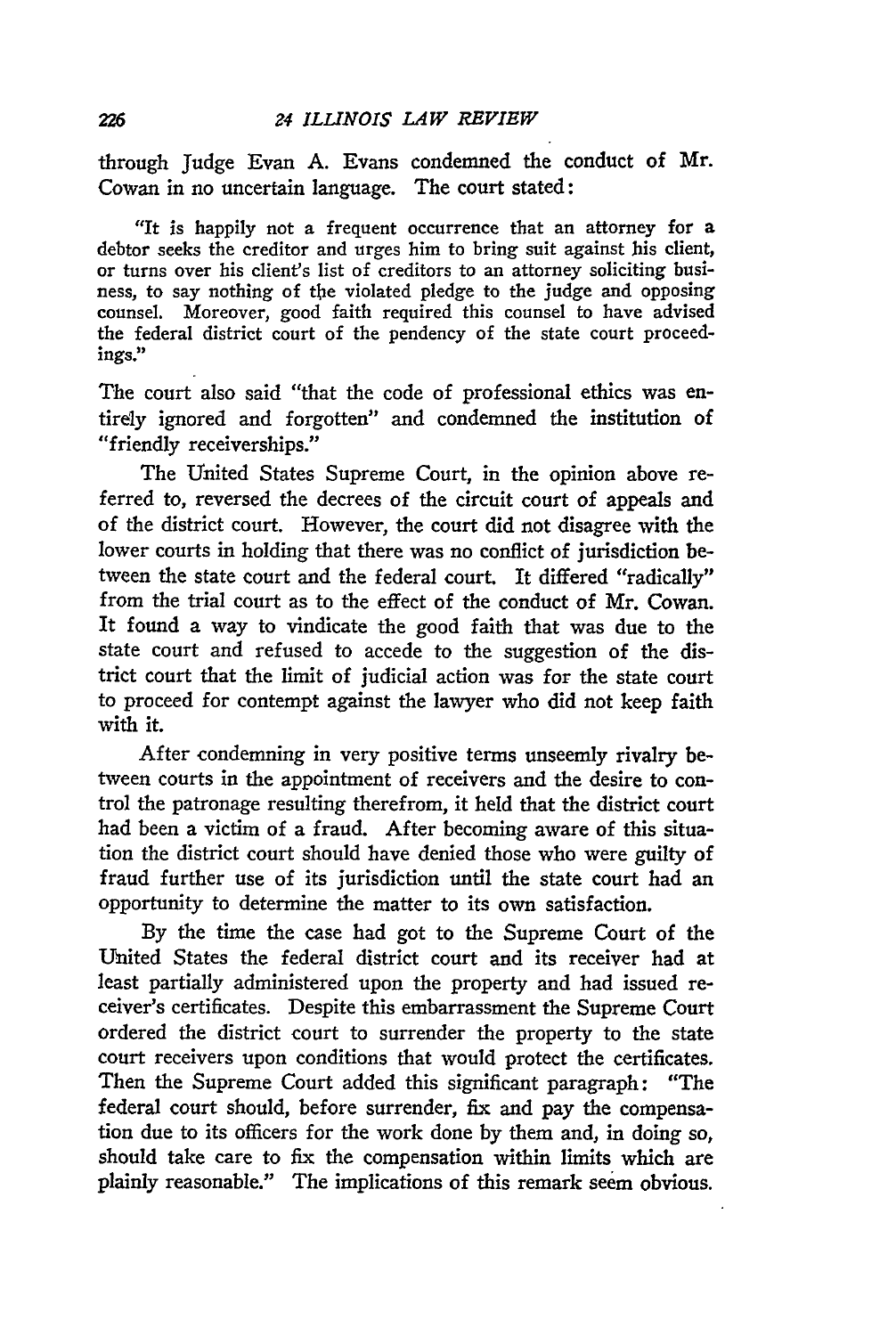through Judge Evan A. Evans condemned the conduct of Mr. Cowan in no uncertain language. The court stated:

> "It is happily not a frequent occurrence that an attorney for a debtor seeks the creditor and urges him to bring suit against his client, or turns over his client's list of creditors to an attorney soliciting business, to say nothing of the violated pledge to the judge and opposing counsel. Moreover, good faith required this counsel to have advised the federal district court of the pendency of the state court proceedings."

The court also said "that the code of professional ethics was entirely ignored and forgotten" and condemned the institution of "friendly receiverships."

The United States Supreme Court, in the opinion above referred to, reversed the decrees of the circuit court of appeals and of the district court. However, the court did not disagree with the lower courts in holding that there was no conflict of jurisdiction between the state court and the federal court. It differed "radically" from the trial court as to the effect of the conduct of Mr. Cowan. It found a way to vindicate the good faith that was due to the state court and refused to accede to the suggestion of the district court that the limit of judicial action was for the state court to proceed for contempt against the lawyer who did not keep faith with it.

After condemning in very positive terms unseemly rivalry between courts in the appointment of receivers and the desire to control the patronage resulting therefrom, it held that the district court had been a victim of a fraud. After becoming aware of this situation the district court should have denied those who were guilty of fraud further use of its jurisdiction until the state court had an opportunity to determine the matter to its own satisfaction.

By the time the case had got to the Supreme Court of the United States the federal district court and its receiver had at least partially administered upon the property and had issued receiver's certificates. Despite this embarrassment the Supreme Court ordered the district court to surrender the property to the state court receivers upon conditions that would protect the certificates. Then the Supreme Court added this significant paragraph: "The federal court should, before surrender, fix and pay the compensation due to its officers for the work done by them and, in doing so, should take care to fix the compensation within limits which are plainly reasonable." The implications of this remark seem obvious.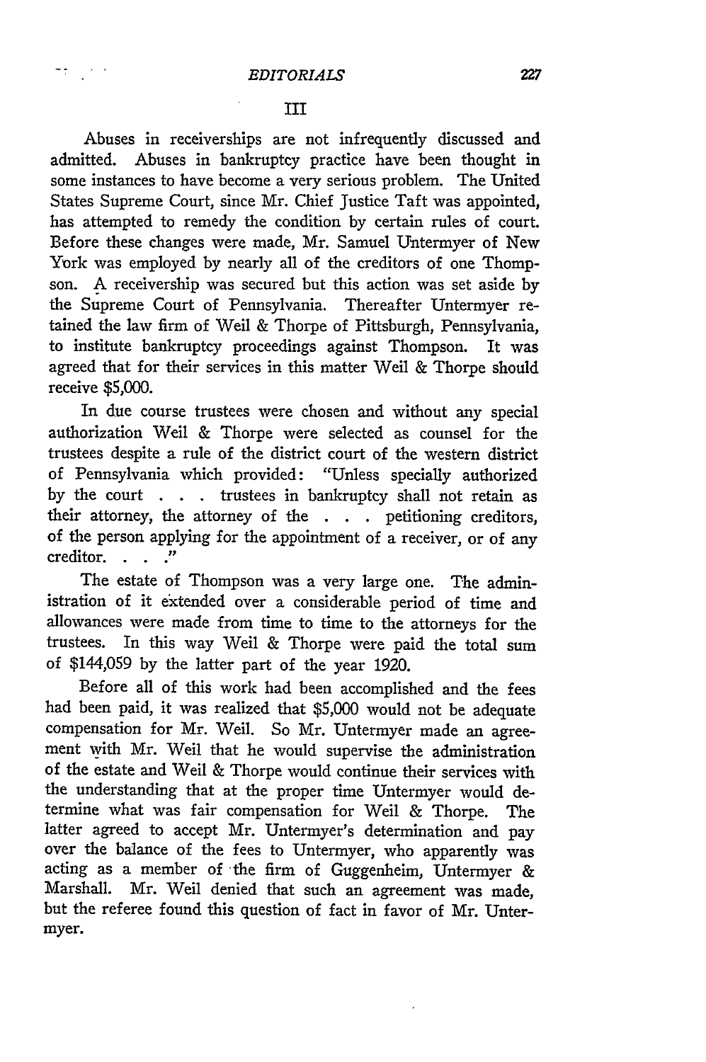III

Abuses in receiverships are not infrequently discussed and admitted. Abuses in bankruptcy practice have been thought in some instances to have become a very serious problem. The United States Supreme Court, since Mr. Chief Justice Taft was appointed, has attempted to remedy the condition by certain rules of court. Before these changes were made, Mr. Samuel Untermyer of New York was employed by nearly all of the creditors of one Thompson. A receivership was secured but this action was set aside by the Supreme Court of Pennsylvania. Thereafter Untermyer retained the law firm of Weil & Thorpe of Pittsburgh, Pennsylvania, to institute bankruptcy proceedings against Thompson. It was agreed that for their services in this matter Weil & Thorpe should receive $5,000.

In due course trustees were chosen and without any special authorization Weil & Thorpe were selected as counsel for the trustees despite a rule of the district court of the western district of Pennsylvania which provided: "Unless specially authorized by the court . . . trustees in bankruptcy shall not retain as their attorney, the attorney of the . . . petitioning creditors, of the person applying for the appointment of a receiver, or of any creditor. . . ."

The estate of Thompson was a very large one. The administration of it extended over a considerable period of time and allowances were made from time to time to the attorneys for the trustees. In this way Weil & Thorpe were paid the total sum of $144,059 by the latter part of the year 1920.

Before all of this work had been accomplished and the fees had been paid, it was realized that $5,000 would not be adequate compensation for Mr. Weil. So Mr. Untermyer made an agreement with Mr. Weil that he would supervise the administration of the estate and Weil & Thorpe would continue their services with the understanding that at the proper time Untermyer would determine what was fair compensation for Weil & Thorpe. The latter agreed to accept Mr. Untermyer's determination and pay over the balance of the fees to Untermyer, who apparently was acting as a member of the firm of Guggenheim, Untermyer & Marshall. Mr. Weil denied that such an agreement was made, but the referee found this question of fact in favor of Mr. Untermyer.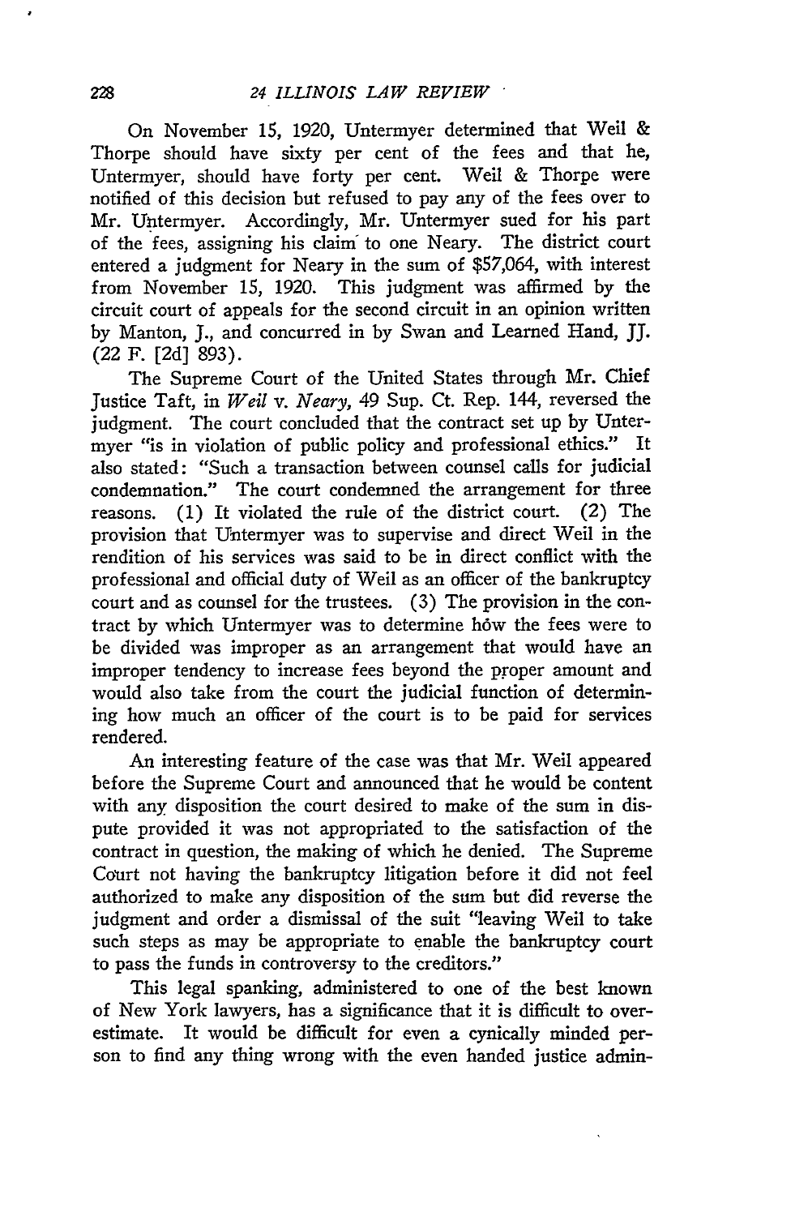On November 15, 1920, Untermyer determined that Weil & Thorpe should have sixty per cent of the fees and that he, Untermyer, should have forty per cent. Weil & Thorpe were notified of this decision but refused to pay any of the fees over to Mr. Untermyer. Accordingly, Mr. Untermyer sued for his part of the fees, assigning his claim to one Neary. The district court entered a judgment for Neary in the sum of $57,064, with interest from November 15, 1920. This judgment was affirmed by the circuit court of appeals for the second circuit in an opinion written by Manton, J., and concurred in by Swan and Learned Hand, JJ. (22 F. [2d] 893).

The Supreme Court of the United States through Mr. Chief Justice Taft, in *Weil* v. *Neary*, 49 Sup. Ct. Rep. 144, reversed the judgment. The court concluded that the contract set up by Untermyer "is in violation of public policy and professional ethics." It also stated: "Such a transaction between counsel calls for judicial condemnation." The court condemned the arrangement for three reasons. (1) It violated the rule of the district court. (2) The provision that Untermyer was to supervise and direct Weil in the rendition of his services was said to be in direct conflict with the professional and official duty of Weil as an officer of the bankruptcy court and as counsel for the trustees. (3) The provision in the contract by which Untermyer was to determine how the fees were to be divided was improper as an arrangement that would have an improper tendency to increase fees beyond the proper amount and would also take from the court the judicial function of determining how much an officer of the court is to be paid for services rendered.

An interesting feature of the case was that Mr. Weil appeared before the Supreme Court and announced that he would be content with any disposition the court desired to make of the sum in dispute provided it was not appropriated to the satisfaction of the contract in question, the making of which he denied. The Supreme Court not having the bankruptcy litigation before it did not feel authorized to make any disposition of the sum but did reverse the judgment and order a dismissal of the suit "leaving Weil to take such steps as may be appropriate to enable the bankruptcy court to pass the funds in controversy to the creditors."

This legal spanking, administered to one of the best known of New York lawyers, has a significance that it is difficult to overestimate. It would be difficult for even a cynically minded person to find any thing wrong with the even handed justice admin-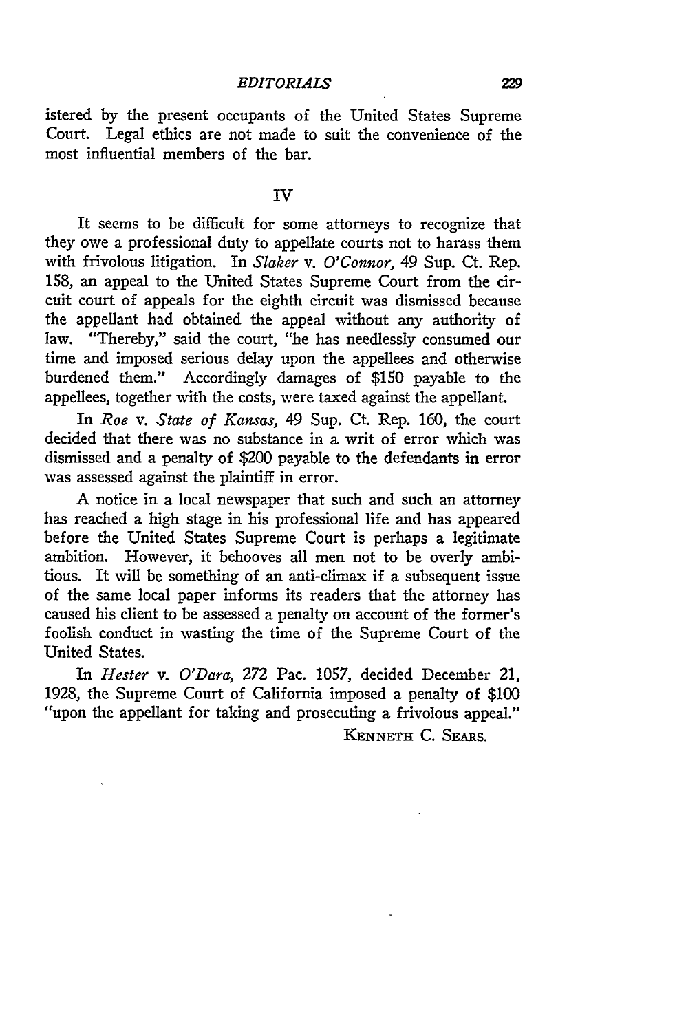istered by the present occupants of the United States Supreme Court. Legal ethics are not made to suit the convenience of the most influential members of the bar.

## IV

It seems to be difficult for some attorneys to recognize that they owe a professional duty to appellate courts not to harass them with frivolous litigation. In *Slaker* v. *O'Connor,* 49 Sup. Ct. Rep. 158, an appeal to the United States Supreme Court from the circuit court of appeals for the eighth circuit was dismissed because the appellant had obtained the appeal without any authority of law. "Thereby," said the court, "he has needlessly consumed our time and imposed serious delay upon the appellees and otherwise burdened them." Accordingly damages of $150 payable to the appellees, together with the costs, were taxed against the appellant.

In *Roe* v. *State of Kansas,* 49 Sup. Ct. Rep. 160, the court decided that there was no substance in a writ of error which was dismissed and a penalty of $200 payable to the defendants in error was assessed against the plaintiff in error.

A notice in a local newspaper that such and such an attorney has reached a high stage in his professional life and has appeared before the United States Supreme Court is perhaps a legitimate ambition. However, it behooves all men not to be overly ambitious. It will be something of an anti-climax if a subsequent issue of the same local paper informs its readers that the attorney has caused his client to be assessed a penalty on account of the former's foolish conduct in wasting the time of the Supreme Court of the United States.

In *Hester* v. *O'Dara,* 272 Pac. 1057, decided December 21, 1928, the Supreme Court of California imposed a penalty of $100 "upon the appellant for taking and prosecuting a frivolous appeal."

KENNETH C. SEARS.